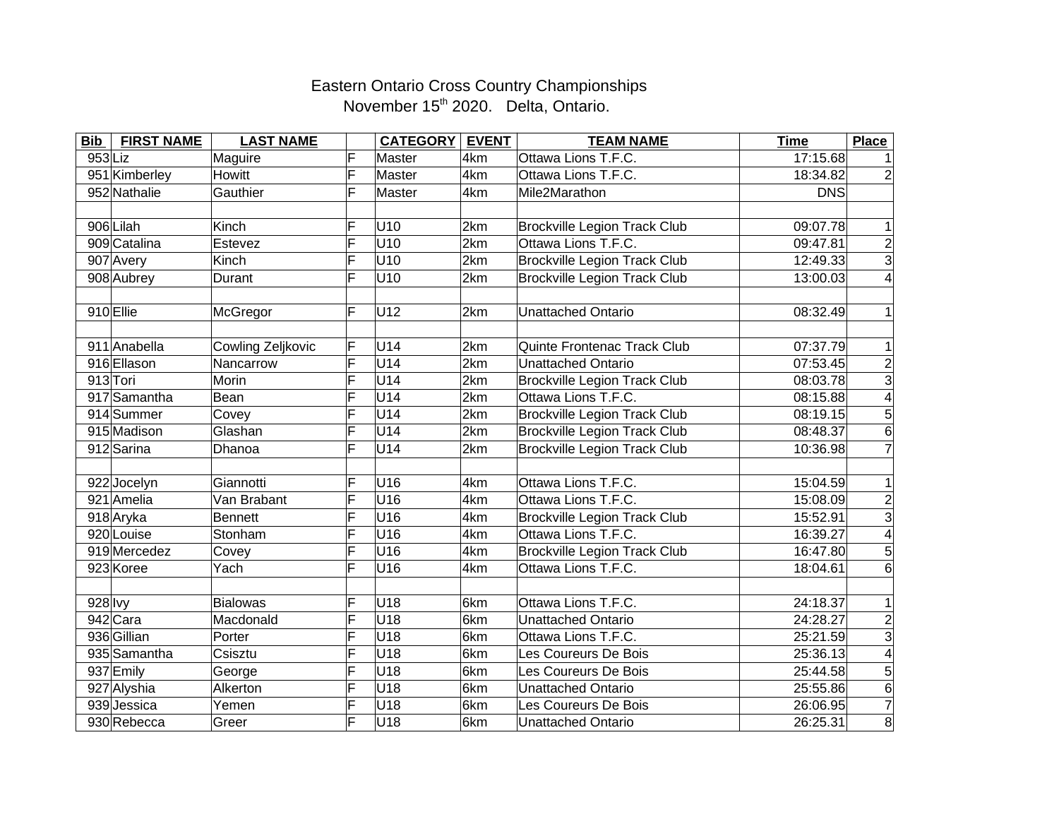Eastern Ontario Cross Country Championships

November 15th 2020. Delta, Ontario.

| Bib | FIRST NAME | LAST NAME | | CATEGORY | EVENT | TEAM NAME | Time | Place |
|---|---|---|---|---|---|---|---|---|
| 953 | Liz | Maguire | F | Master | 4km | Ottawa Lions T.F.C. | 17:15.68 | 1 |
| 951 | Kimberley | Howitt | F | Master | 4km | Ottawa Lions T.F.C. | 18:34.82 | 2 |
| 952 | Nathalie | Gauthier | F | Master | 4km | Mile2Marathon | DNS | |
| | | | | | | | | |
| 906 | Lilah | Kinch | F | U10 | 2km | Brockville Legion Track Club | 09:07.78 | 1 |
| 909 | Catalina | Estevez | F | U10 | 2km | Ottawa Lions T.F.C. | 09:47.81 | 2 |
| 907 | Avery | Kinch | F | U10 | 2km | Brockville Legion Track Club | 12:49.33 | 3 |
| 908 | Aubrey | Durant | F | U10 | 2km | Brockville Legion Track Club | 13:00.03 | 4 |
| | | | | | | | | |
| 910 | Ellie | McGregor | F | U12 | 2km | Unattached Ontario | 08:32.49 | 1 |
| | | | | | | | | |
| 911 | Anabella | Cowling Zeljkovic | F | U14 | 2km | Quinte Frontenac Track Club | 07:37.79 | 1 |
| 916 | Ellason | Nancarrow | F | U14 | 2km | Unattached Ontario | 07:53.45 | 2 |
| 913 | Tori | Morin | F | U14 | 2km | Brockville Legion Track Club | 08:03.78 | 3 |
| 917 | Samantha | Bean | F | U14 | 2km | Ottawa Lions T.F.C. | 08:15.88 | 4 |
| 914 | Summer | Covey | F | U14 | 2km | Brockville Legion Track Club | 08:19.15 | 5 |
| 915 | Madison | Glashan | F | U14 | 2km | Brockville Legion Track Club | 08:48.37 | 6 |
| 912 | Sarina | Dhanoa | F | U14 | 2km | Brockville Legion Track Club | 10:36.98 | 7 |
| | | | | | | | | |
| 922 | Jocelyn | Giannotti | F | U16 | 4km | Ottawa Lions T.F.C. | 15:04.59 | 1 |
| 921 | Amelia | Van Brabant | F | U16 | 4km | Ottawa Lions T.F.C. | 15:08.09 | 2 |
| 918 | Aryka | Bennett | F | U16 | 4km | Brockville Legion Track Club | 15:52.91 | 3 |
| 920 | Louise | Stonham | F | U16 | 4km | Ottawa Lions T.F.C. | 16:39.27 | 4 |
| 919 | Mercedez | Covey | F | U16 | 4km | Brockville Legion Track Club | 16:47.80 | 5 |
| 923 | Koree | Yach | F | U16 | 4km | Ottawa Lions T.F.C. | 18:04.61 | 6 |
| | | | | | | | | |
| 928 | Ivy | Bialowas | F | U18 | 6km | Ottawa Lions T.F.C. | 24:18.37 | 1 |
| 942 | Cara | Macdonald | F | U18 | 6km | Unattached Ontario | 24:28.27 | 2 |
| 936 | Gillian | Porter | F | U18 | 6km | Ottawa Lions T.F.C. | 25:21.59 | 3 |
| 935 | Samantha | Csisztu | F | U18 | 6km | Les Coureurs De Bois | 25:36.13 | 4 |
| 937 | Emily | George | F | U18 | 6km | Les Coureurs De Bois | 25:44.58 | 5 |
| 927 | Alyshia | Alkerton | F | U18 | 6km | Unattached Ontario | 25:55.86 | 6 |
| 939 | Jessica | Yemen | F | U18 | 6km | Les Coureurs De Bois | 26:06.95 | 7 |
| 930 | Rebecca | Greer | F | U18 | 6km | Unattached Ontario | 26:25.31 | 8 |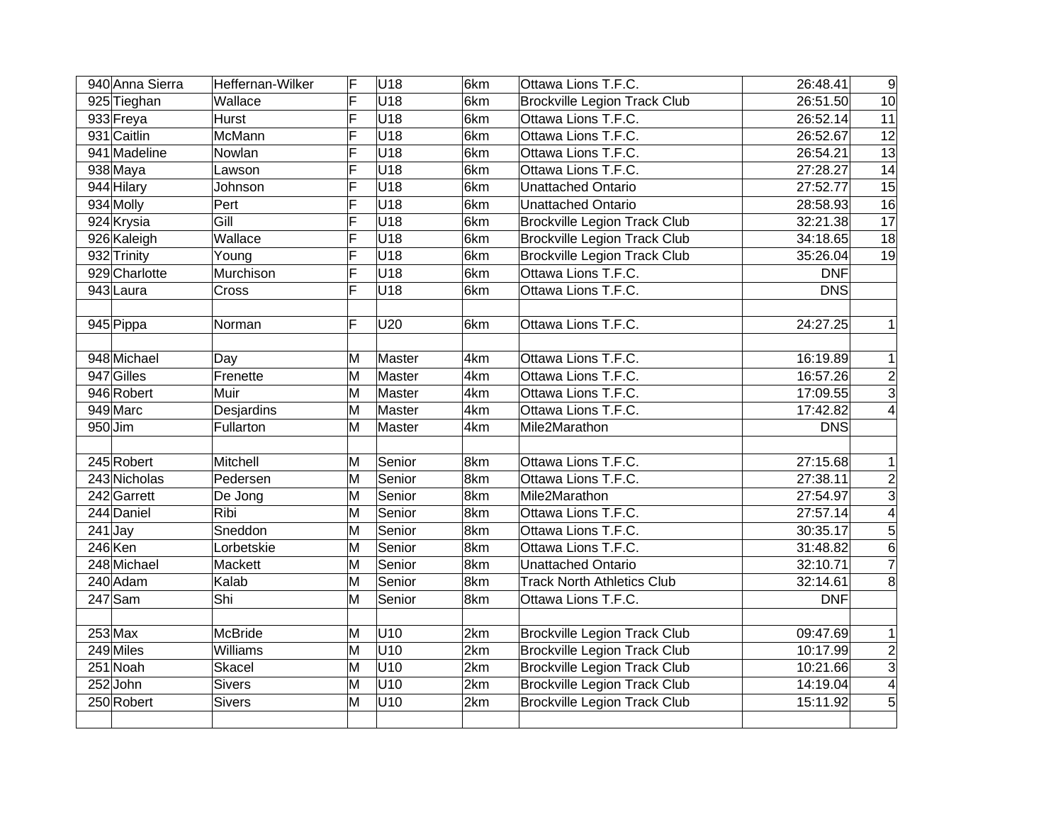| | | | | | | | | |
|---|---|---|---|---|---|---|---|---|
| 940 | Anna Sierra | Heffernan-Wilker | F | U18 | 6km | Ottawa Lions T.F.C. | 26:48.41 | 9 |
| 925 | Tieghan | Wallace | F | U18 | 6km | Brockville Legion Track Club | 26:51.50 | 10 |
| 933 | Freya | Hurst | F | U18 | 6km | Ottawa Lions T.F.C. | 26:52.14 | 11 |
| 931 | Caitlin | McMann | F | U18 | 6km | Ottawa Lions T.F.C. | 26:52.67 | 12 |
| 941 | Madeline | Nowlan | F | U18 | 6km | Ottawa Lions T.F.C. | 26:54.21 | 13 |
| 938 | Maya | Lawson | F | U18 | 6km | Ottawa Lions T.F.C. | 27:28.27 | 14 |
| 944 | Hilary | Johnson | F | U18 | 6km | Unattached Ontario | 27:52.77 | 15 |
| 934 | Molly | Pert | F | U18 | 6km | Unattached Ontario | 28:58.93 | 16 |
| 924 | Krysia | Gill | F | U18 | 6km | Brockville Legion Track Club | 32:21.38 | 17 |
| 926 | Kaleigh | Wallace | F | U18 | 6km | Brockville Legion Track Club | 34:18.65 | 18 |
| 932 | Trinity | Young | F | U18 | 6km | Brockville Legion Track Club | 35:26.04 | 19 |
| 929 | Charlotte | Murchison | F | U18 | 6km | Ottawa Lions T.F.C. | DNF | |
| 943 | Laura | Cross | F | U18 | 6km | Ottawa Lions T.F.C. | DNS | |
| | | | | | | | | |
| 945 | Pippa | Norman | F | U20 | 6km | Ottawa Lions T.F.C. | 24:27.25 | 1 |
| | | | | | | | | |
| 948 | Michael | Day | M | Master | 4km | Ottawa Lions T.F.C. | 16:19.89 | 1 |
| 947 | Gilles | Frenette | M | Master | 4km | Ottawa Lions T.F.C. | 16:57.26 | 2 |
| 946 | Robert | Muir | M | Master | 4km | Ottawa Lions T.F.C. | 17:09.55 | 3 |
| 949 | Marc | Desjardins | M | Master | 4km | Ottawa Lions T.F.C. | 17:42.82 | 4 |
| 950 | Jim | Fullarton | M | Master | 4km | Mile2Marathon | DNS | |
| | | | | | | | | |
| 245 | Robert | Mitchell | M | Senior | 8km | Ottawa Lions T.F.C. | 27:15.68 | 1 |
| 243 | Nicholas | Pedersen | M | Senior | 8km | Ottawa Lions T.F.C. | 27:38.11 | 2 |
| 242 | Garrett | De Jong | M | Senior | 8km | Mile2Marathon | 27:54.97 | 3 |
| 244 | Daniel | Ribi | M | Senior | 8km | Ottawa Lions T.F.C. | 27:57.14 | 4 |
| 241 | Jay | Sneddon | M | Senior | 8km | Ottawa Lions T.F.C. | 30:35.17 | 5 |
| 246 | Ken | Lorbetskie | M | Senior | 8km | Ottawa Lions T.F.C. | 31:48.82 | 6 |
| 248 | Michael | Mackett | M | Senior | 8km | Unattached Ontario | 32:10.71 | 7 |
| 240 | Adam | Kalab | M | Senior | 8km | Track North Athletics Club | 32:14.61 | 8 |
| 247 | Sam | Shi | M | Senior | 8km | Ottawa Lions T.F.C. | DNF | |
| | | | | | | | | |
| 253 | Max | McBride | M | U10 | 2km | Brockville Legion Track Club | 09:47.69 | 1 |
| 249 | Miles | Williams | M | U10 | 2km | Brockville Legion Track Club | 10:17.99 | 2 |
| 251 | Noah | Skacel | M | U10 | 2km | Brockville Legion Track Club | 10:21.66 | 3 |
| 252 | John | Sivers | M | U10 | 2km | Brockville Legion Track Club | 14:19.04 | 4 |
| 250 | Robert | Sivers | M | U10 | 2km | Brockville Legion Track Club | 15:11.92 | 5 |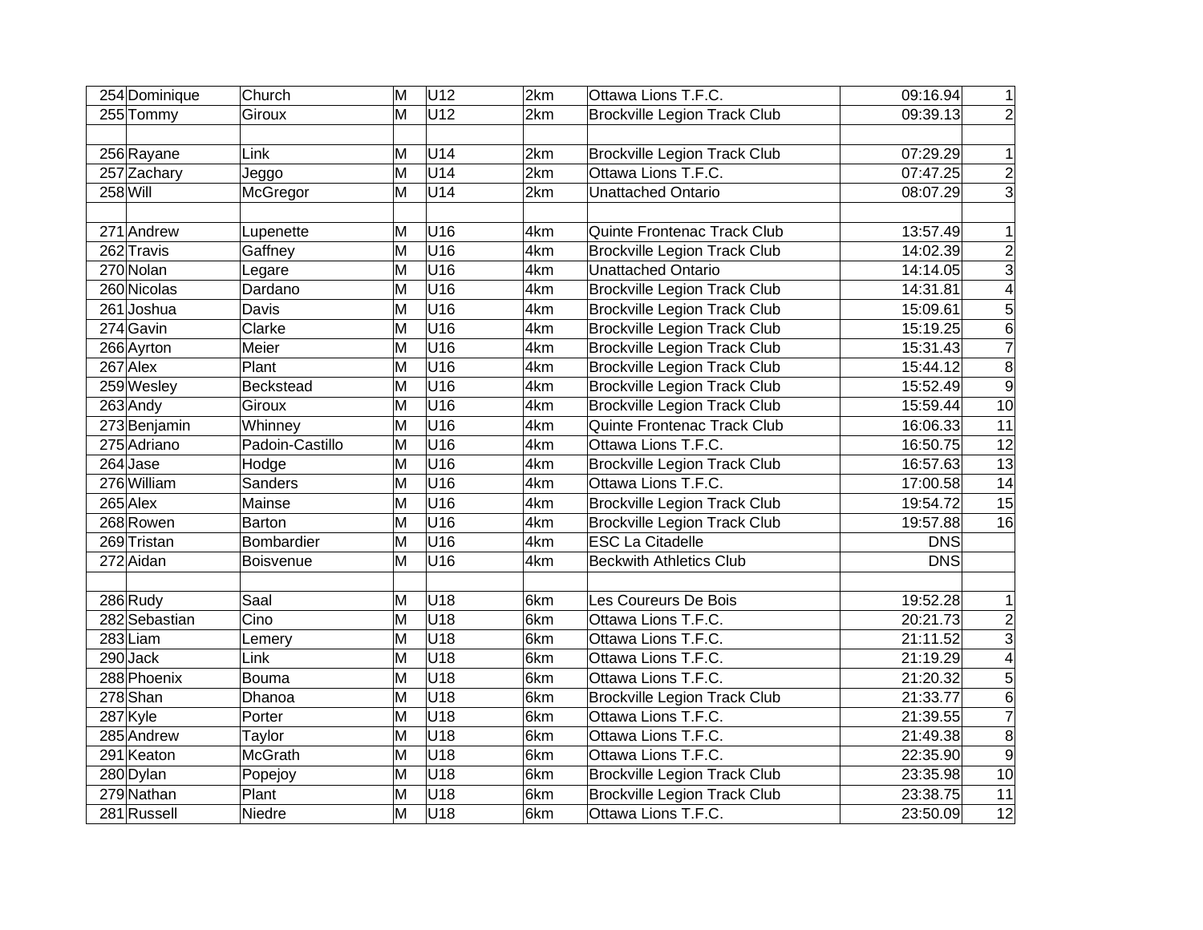| | | | | | | | | |
|---|---|---|---|---|---|---|---|---|
| 254 | Dominique | Church | M | U12 | 2km | Ottawa Lions T.F.C. | 09:16.94 | 1 |
| 255 | Tommy | Giroux | M | U12 | 2km | Brockville Legion Track Club | 09:39.13 | 2 |
| | | | | | | | | |
| 256 | Rayane | Link | M | U14 | 2km | Brockville Legion Track Club | 07:29.29 | 1 |
| 257 | Zachary | Jeggo | M | U14 | 2km | Ottawa Lions T.F.C. | 07:47.25 | 2 |
| 258 | Will | McGregor | M | U14 | 2km | Unattached Ontario | 08:07.29 | 3 |
| | | | | | | | | |
| 271 | Andrew | Lupenette | M | U16 | 4km | Quinte Frontenac Track Club | 13:57.49 | 1 |
| 262 | Travis | Gaffney | M | U16 | 4km | Brockville Legion Track Club | 14:02.39 | 2 |
| 270 | Nolan | Legare | M | U16 | 4km | Unattached Ontario | 14:14.05 | 3 |
| 260 | Nicolas | Dardano | M | U16 | 4km | Brockville Legion Track Club | 14:31.81 | 4 |
| 261 | Joshua | Davis | M | U16 | 4km | Brockville Legion Track Club | 15:09.61 | 5 |
| 274 | Gavin | Clarke | M | U16 | 4km | Brockville Legion Track Club | 15:19.25 | 6 |
| 266 | Ayrton | Meier | M | U16 | 4km | Brockville Legion Track Club | 15:31.43 | 7 |
| 267 | Alex | Plant | M | U16 | 4km | Brockville Legion Track Club | 15:44.12 | 8 |
| 259 | Wesley | Beckstead | M | U16 | 4km | Brockville Legion Track Club | 15:52.49 | 9 |
| 263 | Andy | Giroux | M | U16 | 4km | Brockville Legion Track Club | 15:59.44 | 10 |
| 273 | Benjamin | Whinney | M | U16 | 4km | Quinte Frontenac Track Club | 16:06.33 | 11 |
| 275 | Adriano | Padoin-Castillo | M | U16 | 4km | Ottawa Lions T.F.C. | 16:50.75 | 12 |
| 264 | Jase | Hodge | M | U16 | 4km | Brockville Legion Track Club | 16:57.63 | 13 |
| 276 | William | Sanders | M | U16 | 4km | Ottawa Lions T.F.C. | 17:00.58 | 14 |
| 265 | Alex | Mainse | M | U16 | 4km | Brockville Legion Track Club | 19:54.72 | 15 |
| 268 | Rowen | Barton | M | U16 | 4km | Brockville Legion Track Club | 19:57.88 | 16 |
| 269 | Tristan | Bombardier | M | U16 | 4km | ESC La Citadelle | DNS | |
| 272 | Aidan | Boisvenue | M | U16 | 4km | Beckwith Athletics Club | DNS | |
| | | | | | | | | |
| 286 | Rudy | Saal | M | U18 | 6km | Les Coureurs De Bois | 19:52.28 | 1 |
| 282 | Sebastian | Cino | M | U18 | 6km | Ottawa Lions T.F.C. | 20:21.73 | 2 |
| 283 | Liam | Lemery | M | U18 | 6km | Ottawa Lions T.F.C. | 21:11.52 | 3 |
| 290 | Jack | Link | M | U18 | 6km | Ottawa Lions T.F.C. | 21:19.29 | 4 |
| 288 | Phoenix | Bouma | M | U18 | 6km | Ottawa Lions T.F.C. | 21:20.32 | 5 |
| 278 | Shan | Dhanoa | M | U18 | 6km | Brockville Legion Track Club | 21:33.77 | 6 |
| 287 | Kyle | Porter | M | U18 | 6km | Ottawa Lions T.F.C. | 21:39.55 | 7 |
| 285 | Andrew | Taylor | M | U18 | 6km | Ottawa Lions T.F.C. | 21:49.38 | 8 |
| 291 | Keaton | McGrath | M | U18 | 6km | Ottawa Lions T.F.C. | 22:35.90 | 9 |
| 280 | Dylan | Popejoy | M | U18 | 6km | Brockville Legion Track Club | 23:35.98 | 10 |
| 279 | Nathan | Plant | M | U18 | 6km | Brockville Legion Track Club | 23:38.75 | 11 |
| 281 | Russell | Niedre | M | U18 | 6km | Ottawa Lions T.F.C. | 23:50.09 | 12 |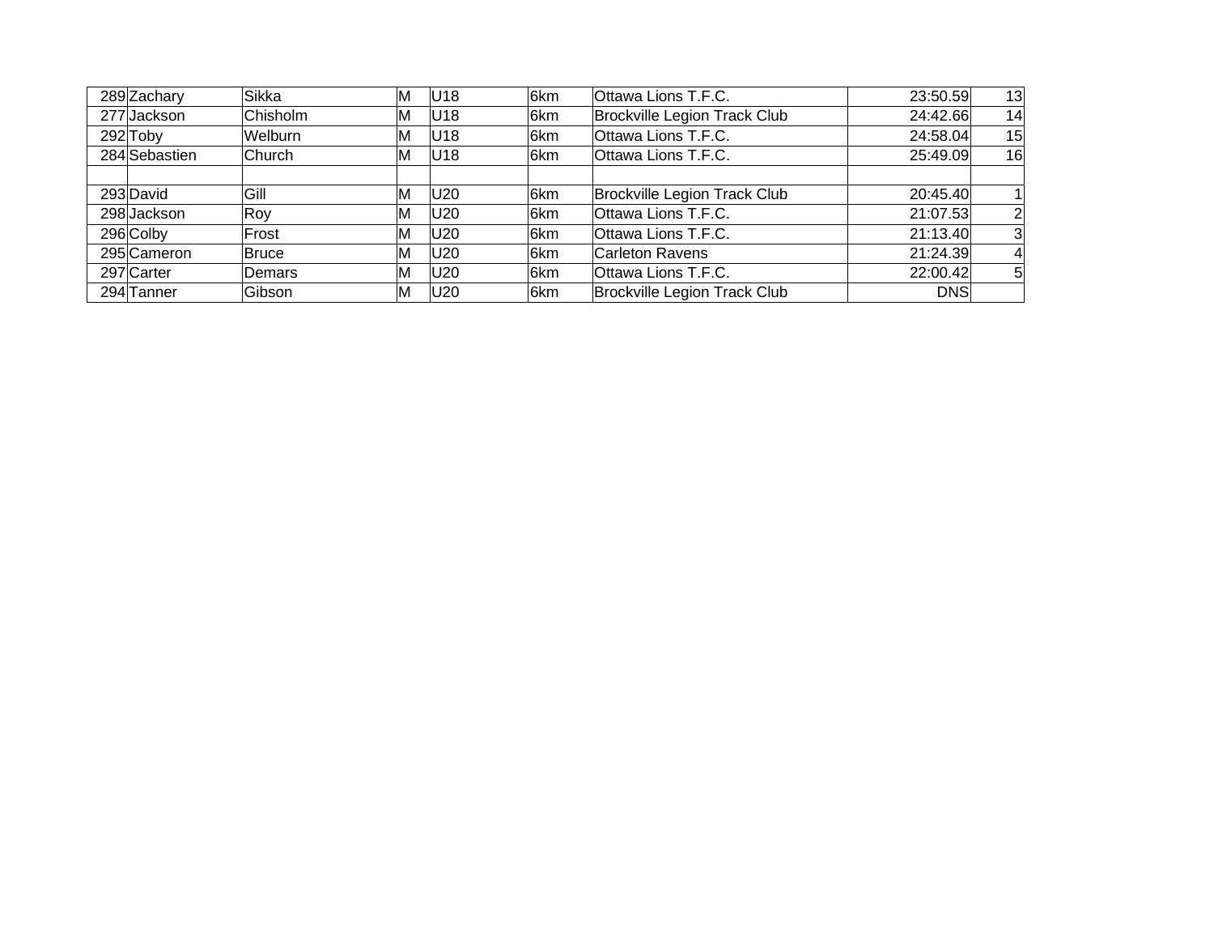| | | | | | | | | |
|---|---|---|---|---|---|---|---|---|
| 289 | Zachary | Sikka | M | U18 | 6km | Ottawa Lions T.F.C. | 23:50.59 | 13 |
| 277 | Jackson | Chisholm | M | U18 | 6km | Brockville Legion Track Club | 24:42.66 | 14 |
| 292 | Toby | Welburn | M | U18 | 6km | Ottawa Lions T.F.C. | 24:58.04 | 15 |
| 284 | Sebastien | Church | M | U18 | 6km | Ottawa Lions T.F.C. | 25:49.09 | 16 |
| | | | | | | | | |
| 293 | David | Gill | M | U20 | 6km | Brockville Legion Track Club | 20:45.40 | 1 |
| 298 | Jackson | Roy | M | U20 | 6km | Ottawa Lions T.F.C. | 21:07.53 | 2 |
| 296 | Colby | Frost | M | U20 | 6km | Ottawa Lions T.F.C. | 21:13.40 | 3 |
| 295 | Cameron | Bruce | M | U20 | 6km | Carleton Ravens | 21:24.39 | 4 |
| 297 | Carter | Demars | M | U20 | 6km | Ottawa Lions T.F.C. | 22:00.42 | 5 |
| 294 | Tanner | Gibson | M | U20 | 6km | Brockville Legion Track Club | DNS | |